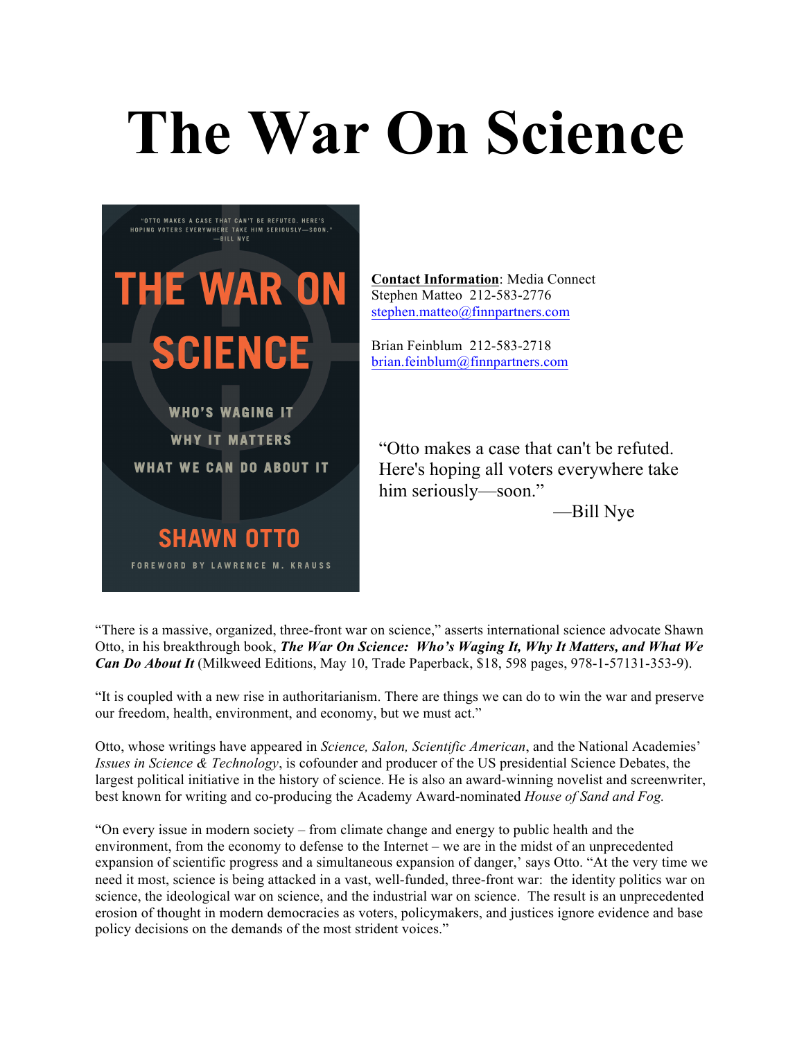# The War On Science

**Contact Information**: Media Connect
Stephen Matteo 212-583-2776
stephen.matteo@finnpartners.com

Brian Feinblum 212-583-2718
brian.feinblum@finnpartners.com

> "Otto makes a case that can't be refuted. Here's hoping all voters everywhere take him seriously—soon."
>
> —Bill Nye

"There is a massive, organized, three-front war on science," asserts international science advocate Shawn Otto, in his breakthrough book, ***The War On Science: Who's Waging It, Why It Matters, and What We Can Do About It*** (Milkweed Editions, May 10, Trade Paperback, $18, 598 pages, 978-1-57131-353-9).

"It is coupled with a new rise in authoritarianism. There are things we can do to win the war and preserve our freedom, health, environment, and economy, but we must act."

Otto, whose writings have appeared in *Science, Salon, Scientific American*, and the National Academies' *Issues in Science & Technology*, is cofounder and producer of the US presidential Science Debates, the largest political initiative in the history of science. He is also an award-winning novelist and screenwriter, best known for writing and co-producing the Academy Award-nominated *House of Sand and Fog.*

"On every issue in modern society – from climate change and energy to public health and the environment, from the economy to defense to the Internet – we are in the midst of an unprecedented expansion of scientific progress and a simultaneous expansion of danger,' says Otto. "At the very time we need it most, science is being attacked in a vast, well-funded, three-front war: the identity politics war on science, the ideological war on science, and the industrial war on science. The result is an unprecedented erosion of thought in modern democracies as voters, policymakers, and justices ignore evidence and base policy decisions on the demands of the most strident voices."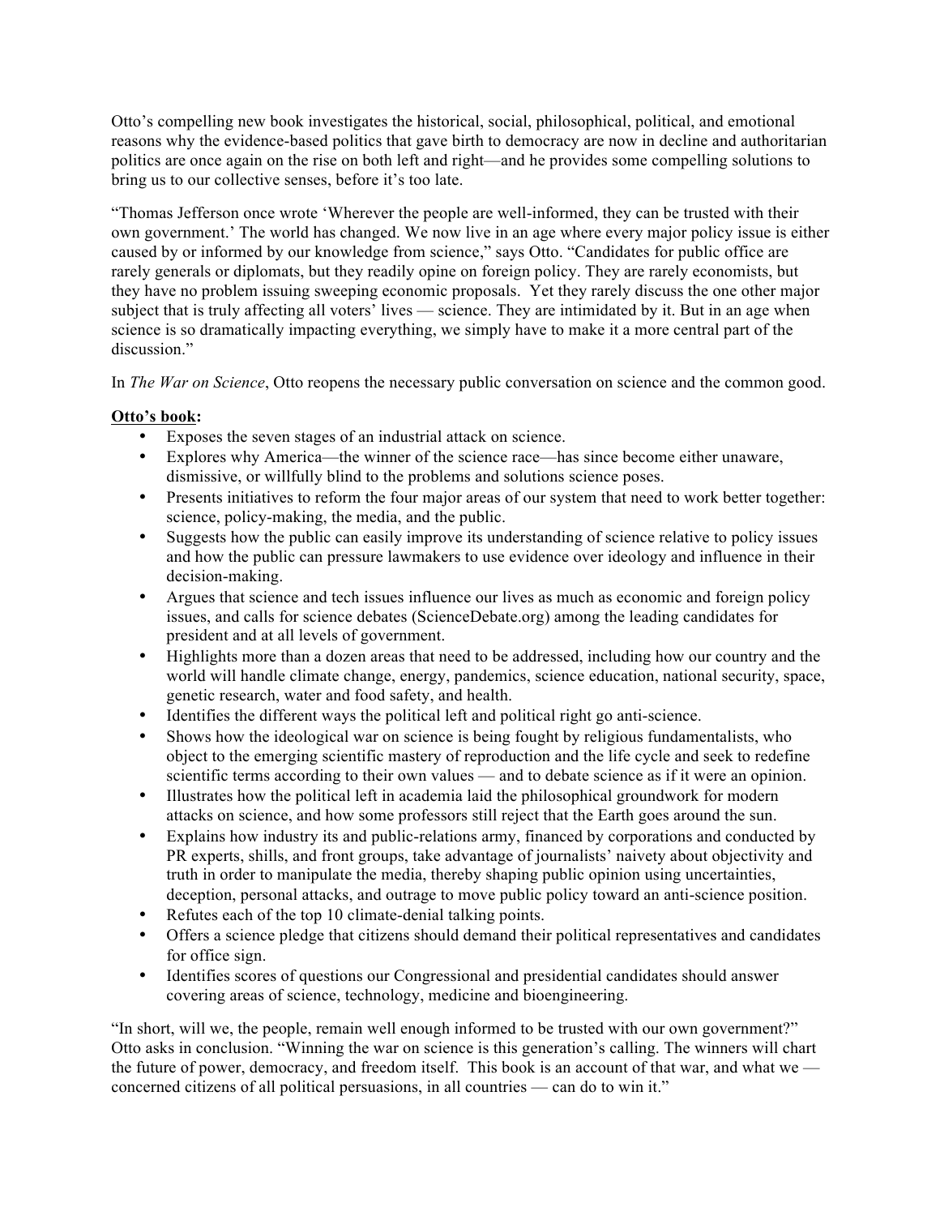Otto's compelling new book investigates the historical, social, philosophical, political, and emotional reasons why the evidence-based politics that gave birth to democracy are now in decline and authoritarian politics are once again on the rise on both left and right—and he provides some compelling solutions to bring us to our collective senses, before it's too late.

"Thomas Jefferson once wrote 'Wherever the people are well-informed, they can be trusted with their own government.' The world has changed. We now live in an age where every major policy issue is either caused by or informed by our knowledge from science," says Otto. "Candidates for public office are rarely generals or diplomats, but they readily opine on foreign policy. They are rarely economists, but they have no problem issuing sweeping economic proposals. Yet they rarely discuss the one other major subject that is truly affecting all voters' lives — science. They are intimidated by it. But in an age when science is so dramatically impacting everything, we simply have to make it a more central part of the discussion."

In *The War on Science*, Otto reopens the necessary public conversation on science and the common good.

**Otto's book:**

- Exposes the seven stages of an industrial attack on science.
- Explores why America—the winner of the science race—has since become either unaware, dismissive, or willfully blind to the problems and solutions science poses.
- Presents initiatives to reform the four major areas of our system that need to work better together: science, policy-making, the media, and the public.
- Suggests how the public can easily improve its understanding of science relative to policy issues and how the public can pressure lawmakers to use evidence over ideology and influence in their decision-making.
- Argues that science and tech issues influence our lives as much as economic and foreign policy issues, and calls for science debates (ScienceDebate.org) among the leading candidates for president and at all levels of government.
- Highlights more than a dozen areas that need to be addressed, including how our country and the world will handle climate change, energy, pandemics, science education, national security, space, genetic research, water and food safety, and health.
- Identifies the different ways the political left and political right go anti-science.
- Shows how the ideological war on science is being fought by religious fundamentalists, who object to the emerging scientific mastery of reproduction and the life cycle and seek to redefine scientific terms according to their own values — and to debate science as if it were an opinion.
- Illustrates how the political left in academia laid the philosophical groundwork for modern attacks on science, and how some professors still reject that the Earth goes around the sun.
- Explains how industry its and public-relations army, financed by corporations and conducted by PR experts, shills, and front groups, take advantage of journalists' naivety about objectivity and truth in order to manipulate the media, thereby shaping public opinion using uncertainties, deception, personal attacks, and outrage to move public policy toward an anti-science position.
- Refutes each of the top 10 climate-denial talking points.
- Offers a science pledge that citizens should demand their political representatives and candidates for office sign.
- Identifies scores of questions our Congressional and presidential candidates should answer covering areas of science, technology, medicine and bioengineering.

"In short, will we, the people, remain well enough informed to be trusted with our own government?" Otto asks in conclusion. "Winning the war on science is this generation's calling. The winners will chart the future of power, democracy, and freedom itself. This book is an account of that war, and what we — concerned citizens of all political persuasions, in all countries — can do to win it."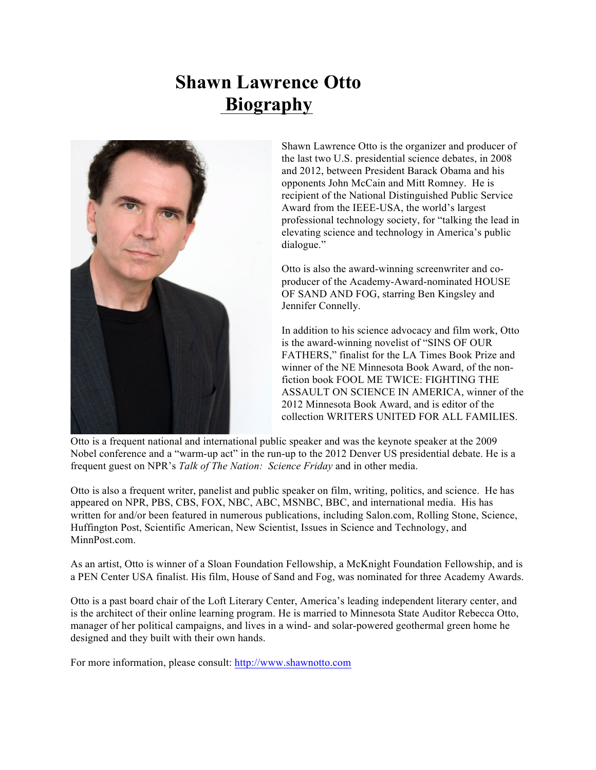# Shawn Lawrence Otto
## Biography

Shawn Lawrence Otto is the organizer and producer of the last two U.S. presidential science debates, in 2008 and 2012, between President Barack Obama and his opponents John McCain and Mitt Romney. He is recipient of the National Distinguished Public Service Award from the IEEE-USA, the world's largest professional technology society, for "talking the lead in elevating science and technology in America's public dialogue."

Otto is also the award-winning screenwriter and co-producer of the Academy-Award-nominated HOUSE OF SAND AND FOG, starring Ben Kingsley and Jennifer Connelly.

In addition to his science advocacy and film work, Otto is the award-winning novelist of "SINS OF OUR FATHERS," finalist for the LA Times Book Prize and winner of the NE Minnesota Book Award, of the non-fiction book FOOL ME TWICE: FIGHTING THE ASSAULT ON SCIENCE IN AMERICA, winner of the 2012 Minnesota Book Award, and is editor of the collection WRITERS UNITED FOR ALL FAMILIES.

Otto is a frequent national and international public speaker and was the keynote speaker at the 2009 Nobel conference and a "warm-up act" in the run-up to the 2012 Denver US presidential debate. He is a frequent guest on NPR's *Talk of The Nation: Science Friday* and in other media.

Otto is also a frequent writer, panelist and public speaker on film, writing, politics, and science. He has appeared on NPR, PBS, CBS, FOX, NBC, ABC, MSNBC, BBC, and international media. His has written for and/or been featured in numerous publications, including Salon.com, Rolling Stone, Science, Huffington Post, Scientific American, New Scientist, Issues in Science and Technology, and MinnPost.com.

As an artist, Otto is winner of a Sloan Foundation Fellowship, a McKnight Foundation Fellowship, and is a PEN Center USA finalist. His film, House of Sand and Fog, was nominated for three Academy Awards.

Otto is a past board chair of the Loft Literary Center, America's leading independent literary center, and is the architect of their online learning program. He is married to Minnesota State Auditor Rebecca Otto, manager of her political campaigns, and lives in a wind- and solar-powered geothermal green home he designed and they built with their own hands.

For more information, please consult: [http://www.shawnotto.com](http://www.shawnotto.com)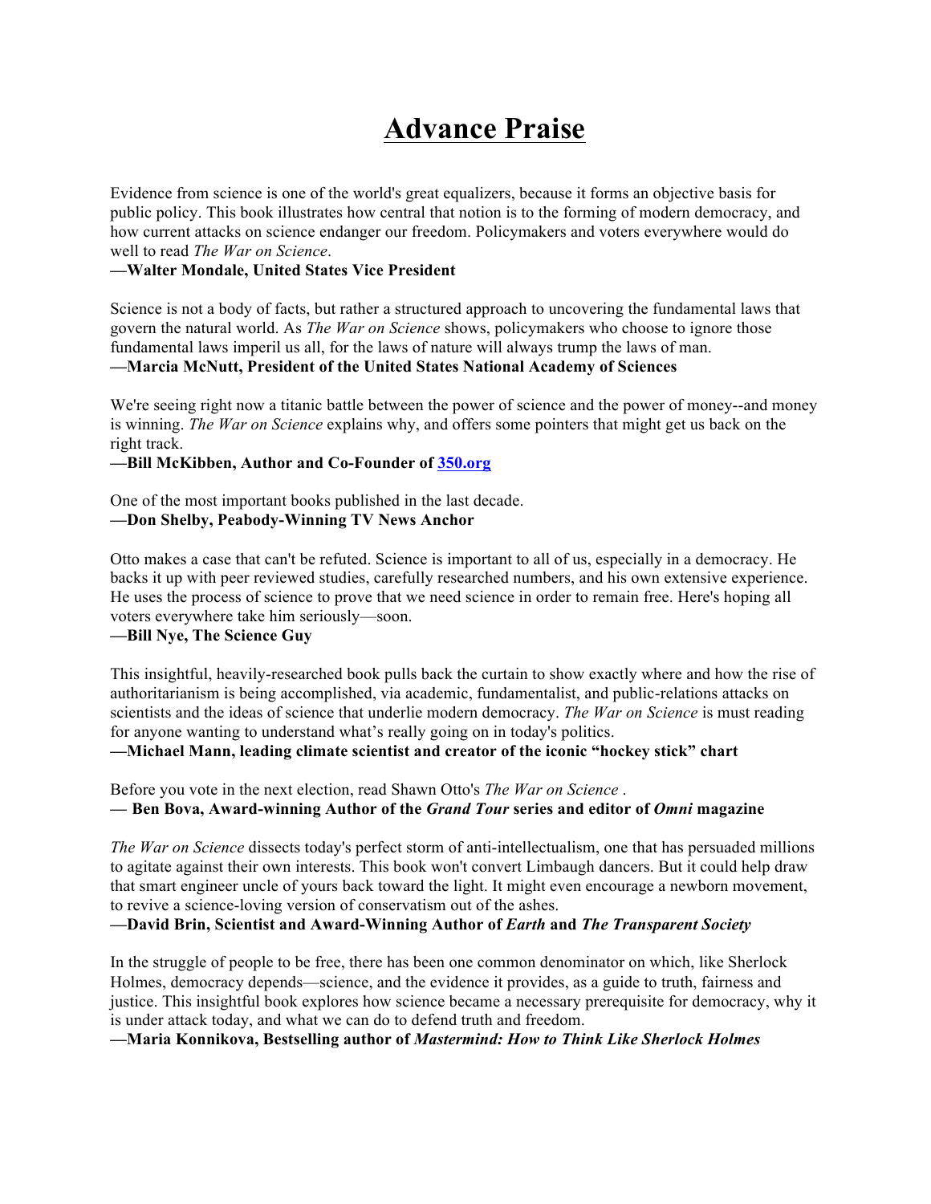# Advance Praise

Evidence from science is one of the world's great equalizers, because it forms an objective basis for public policy. This book illustrates how central that notion is to the forming of modern democracy, and how current attacks on science endanger our freedom. Policymakers and voters everywhere would do well to read *The War on Science*.
**—Walter Mondale, United States Vice President**

Science is not a body of facts, but rather a structured approach to uncovering the fundamental laws that govern the natural world. As *The War on Science* shows, policymakers who choose to ignore those fundamental laws imperil us all, for the laws of nature will always trump the laws of man.
**—Marcia McNutt, President of the United States National Academy of Sciences**

We're seeing right now a titanic battle between the power of science and the power of money--and money is winning. *The War on Science* explains why, and offers some pointers that might get us back on the right track.
**—Bill McKibben, Author and Co-Founder of [350.org](350.org)**

One of the most important books published in the last decade.
**—Don Shelby, Peabody-Winning TV News Anchor**

Otto makes a case that can't be refuted. Science is important to all of us, especially in a democracy. He backs it up with peer reviewed studies, carefully researched numbers, and his own extensive experience. He uses the process of science to prove that we need science in order to remain free. Here's hoping all voters everywhere take him seriously—soon.
**—Bill Nye, The Science Guy**

This insightful, heavily-researched book pulls back the curtain to show exactly where and how the rise of authoritarianism is being accomplished, via academic, fundamentalist, and public-relations attacks on scientists and the ideas of science that underlie modern democracy. *The War on Science* is must reading for anyone wanting to understand what's really going on in today's politics.
**—Michael Mann, leading climate scientist and creator of the iconic "hockey stick" chart**

Before you vote in the next election, read Shawn Otto's *The War on Science* .
**— Ben Bova, Award-winning Author of the *Grand Tour* series and editor of *Omni* magazine**

*The War on Science* dissects today's perfect storm of anti-intellectualism, one that has persuaded millions to agitate against their own interests. This book won't convert Limbaugh dancers. But it could help draw that smart engineer uncle of yours back toward the light. It might even encourage a newborn movement, to revive a science-loving version of conservatism out of the ashes.
**—David Brin, Scientist and Award-Winning Author of *Earth* and *The Transparent Society***

In the struggle of people to be free, there has been one common denominator on which, like Sherlock Holmes, democracy depends—science, and the evidence it provides, as a guide to truth, fairness and justice. This insightful book explores how science became a necessary prerequisite for democracy, why it is under attack today, and what we can do to defend truth and freedom.
**—Maria Konnikova, Bestselling author of *Mastermind: How to Think Like Sherlock Holmes***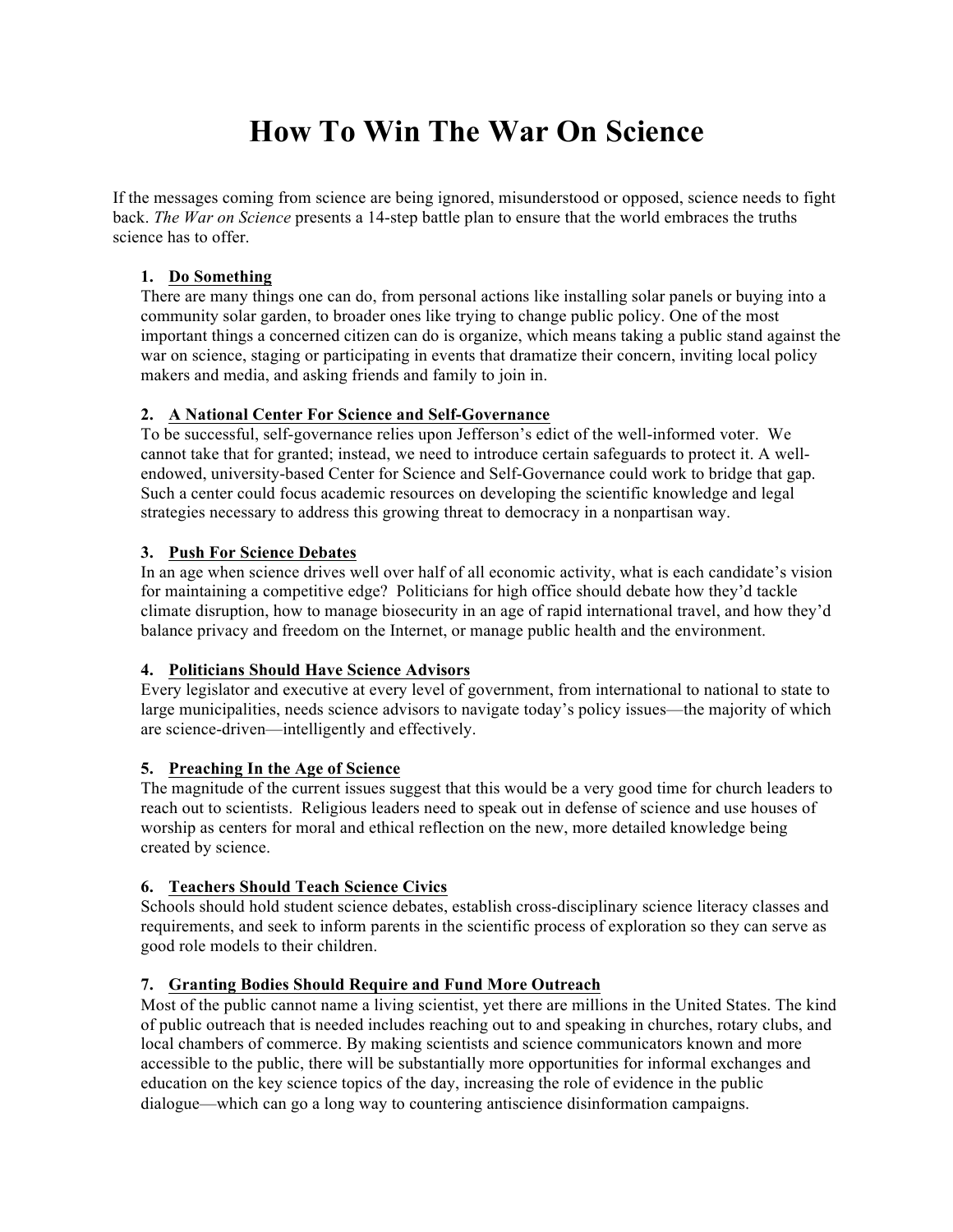# How To Win The War On Science

If the messages coming from science are being ignored, misunderstood or opposed, science needs to fight back. *The War on Science* presents a 14-step battle plan to ensure that the world embraces the truths science has to offer.

1. **Do Something**
There are many things one can do, from personal actions like installing solar panels or buying into a community solar garden, to broader ones like trying to change public policy. One of the most important things a concerned citizen can do is organize, which means taking a public stand against the war on science, staging or participating in events that dramatize their concern, inviting local policy makers and media, and asking friends and family to join in.

2. **A National Center For Science and Self-Governance**
To be successful, self-governance relies upon Jefferson's edict of the well-informed voter. We cannot take that for granted; instead, we need to introduce certain safeguards to protect it. A well-endowed, university-based Center for Science and Self-Governance could work to bridge that gap. Such a center could focus academic resources on developing the scientific knowledge and legal strategies necessary to address this growing threat to democracy in a nonpartisan way.

3. **Push For Science Debates**
In an age when science drives well over half of all economic activity, what is each candidate's vision for maintaining a competitive edge? Politicians for high office should debate how they'd tackle climate disruption, how to manage biosecurity in an age of rapid international travel, and how they'd balance privacy and freedom on the Internet, or manage public health and the environment.

4. **Politicians Should Have Science Advisors**
Every legislator and executive at every level of government, from international to national to state to large municipalities, needs science advisors to navigate today's policy issues—the majority of which are science-driven—intelligently and effectively.

5. **Preaching In the Age of Science**
The magnitude of the current issues suggest that this would be a very good time for church leaders to reach out to scientists. Religious leaders need to speak out in defense of science and use houses of worship as centers for moral and ethical reflection on the new, more detailed knowledge being created by science.

6. **Teachers Should Teach Science Civics**
Schools should hold student science debates, establish cross-disciplinary science literacy classes and requirements, and seek to inform parents in the scientific process of exploration so they can serve as good role models to their children.

7. **Granting Bodies Should Require and Fund More Outreach**
Most of the public cannot name a living scientist, yet there are millions in the United States. The kind of public outreach that is needed includes reaching out to and speaking in churches, rotary clubs, and local chambers of commerce. By making scientists and science communicators known and more accessible to the public, there will be substantially more opportunities for informal exchanges and education on the key science topics of the day, increasing the role of evidence in the public dialogue—which can go a long way to countering antiscience disinformation campaigns.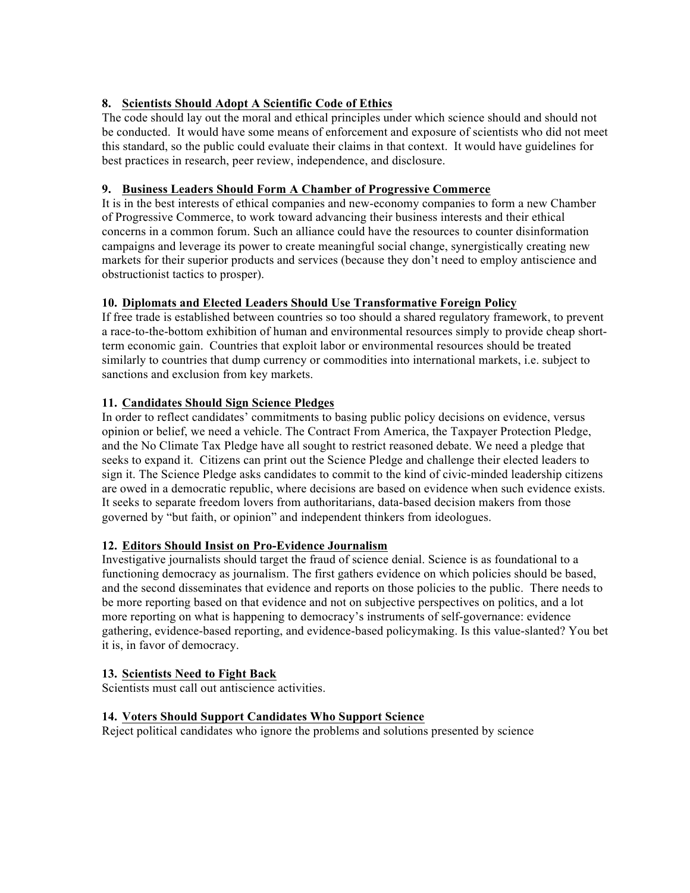### 8. Scientists Should Adopt A Scientific Code of Ethics

The code should lay out the moral and ethical principles under which science should and should not be conducted. It would have some means of enforcement and exposure of scientists who did not meet this standard, so the public could evaluate their claims in that context. It would have guidelines for best practices in research, peer review, independence, and disclosure.

### 9. Business Leaders Should Form A Chamber of Progressive Commerce

It is in the best interests of ethical companies and new-economy companies to form a new Chamber of Progressive Commerce, to work toward advancing their business interests and their ethical concerns in a common forum. Such an alliance could have the resources to counter disinformation campaigns and leverage its power to create meaningful social change, synergistically creating new markets for their superior products and services (because they don't need to employ antiscience and obstructionist tactics to prosper).

### 10. Diplomats and Elected Leaders Should Use Transformative Foreign Policy

If free trade is established between countries so too should a shared regulatory framework, to prevent a race-to-the-bottom exhibition of human and environmental resources simply to provide cheap short-term economic gain. Countries that exploit labor or environmental resources should be treated similarly to countries that dump currency or commodities into international markets, i.e. subject to sanctions and exclusion from key markets.

### 11. Candidates Should Sign Science Pledges

In order to reflect candidates' commitments to basing public policy decisions on evidence, versus opinion or belief, we need a vehicle. The Contract From America, the Taxpayer Protection Pledge, and the No Climate Tax Pledge have all sought to restrict reasoned debate. We need a pledge that seeks to expand it. Citizens can print out the Science Pledge and challenge their elected leaders to sign it. The Science Pledge asks candidates to commit to the kind of civic-minded leadership citizens are owed in a democratic republic, where decisions are based on evidence when such evidence exists. It seeks to separate freedom lovers from authoritarians, data-based decision makers from those governed by "but faith, or opinion" and independent thinkers from ideologues.

### 12. Editors Should Insist on Pro-Evidence Journalism

Investigative journalists should target the fraud of science denial. Science is as foundational to a functioning democracy as journalism. The first gathers evidence on which policies should be based, and the second disseminates that evidence and reports on those policies to the public. There needs to be more reporting based on that evidence and not on subjective perspectives on politics, and a lot more reporting on what is happening to democracy's instruments of self-governance: evidence gathering, evidence-based reporting, and evidence-based policymaking. Is this value-slanted? You bet it is, in favor of democracy.

### 13. Scientists Need to Fight Back

Scientists must call out antiscience activities.

### 14. Voters Should Support Candidates Who Support Science

Reject political candidates who ignore the problems and solutions presented by science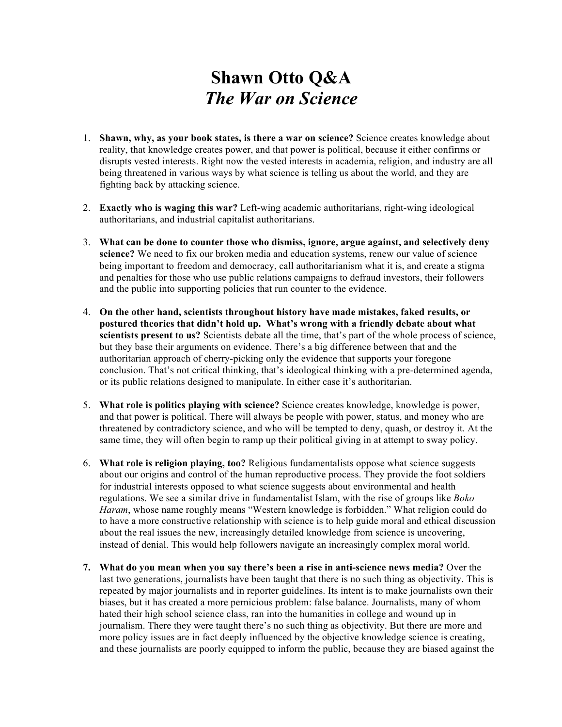# Shawn Otto Q&A
# *The War on Science*

1. **Shawn, why, as your book states, is there a war on science?** Science creates knowledge about reality, that knowledge creates power, and that power is political, because it either confirms or disrupts vested interests. Right now the vested interests in academia, religion, and industry are all being threatened in various ways by what science is telling us about the world, and they are fighting back by attacking science.

2. **Exactly who is waging this war?** Left-wing academic authoritarians, right-wing ideological authoritarians, and industrial capitalist authoritarians.

3. **What can be done to counter those who dismiss, ignore, argue against, and selectively deny science?** We need to fix our broken media and education systems, renew our value of science being important to freedom and democracy, call authoritarianism what it is, and create a stigma and penalties for those who use public relations campaigns to defraud investors, their followers and the public into supporting policies that run counter to the evidence.

4. **On the other hand, scientists throughout history have made mistakes, faked results, or postured theories that didn't hold up. What's wrong with a friendly debate about what scientists present to us?** Scientists debate all the time, that's part of the whole process of science, but they base their arguments on evidence. There's a big difference between that and the authoritarian approach of cherry-picking only the evidence that supports your foregone conclusion. That's not critical thinking, that's ideological thinking with a pre-determined agenda, or its public relations designed to manipulate. In either case it's authoritarian.

5. **What role is politics playing with science?** Science creates knowledge, knowledge is power, and that power is political. There will always be people with power, status, and money who are threatened by contradictory science, and who will be tempted to deny, quash, or destroy it. At the same time, they will often begin to ramp up their political giving in at attempt to sway policy.

6. **What role is religion playing, too?** Religious fundamentalists oppose what science suggests about our origins and control of the human reproductive process. They provide the foot soldiers for industrial interests opposed to what science suggests about environmental and health regulations. We see a similar drive in fundamentalist Islam, with the rise of groups like *Boko Haram*, whose name roughly means "Western knowledge is forbidden." What religion could do to have a more constructive relationship with science is to help guide moral and ethical discussion about the real issues the new, increasingly detailed knowledge from science is uncovering, instead of denial. This would help followers navigate an increasingly complex moral world.

7. **What do you mean when you say there's been a rise in anti-science news media?** Over the last two generations, journalists have been taught that there is no such thing as objectivity. This is repeated by major journalists and in reporter guidelines. Its intent is to make journalists own their biases, but it has created a more pernicious problem: false balance. Journalists, many of whom hated their high school science class, ran into the humanities in college and wound up in journalism. There they were taught there's no such thing as objectivity. But there are more and more policy issues are in fact deeply influenced by the objective knowledge science is creating, and these journalists are poorly equipped to inform the public, because they are biased against the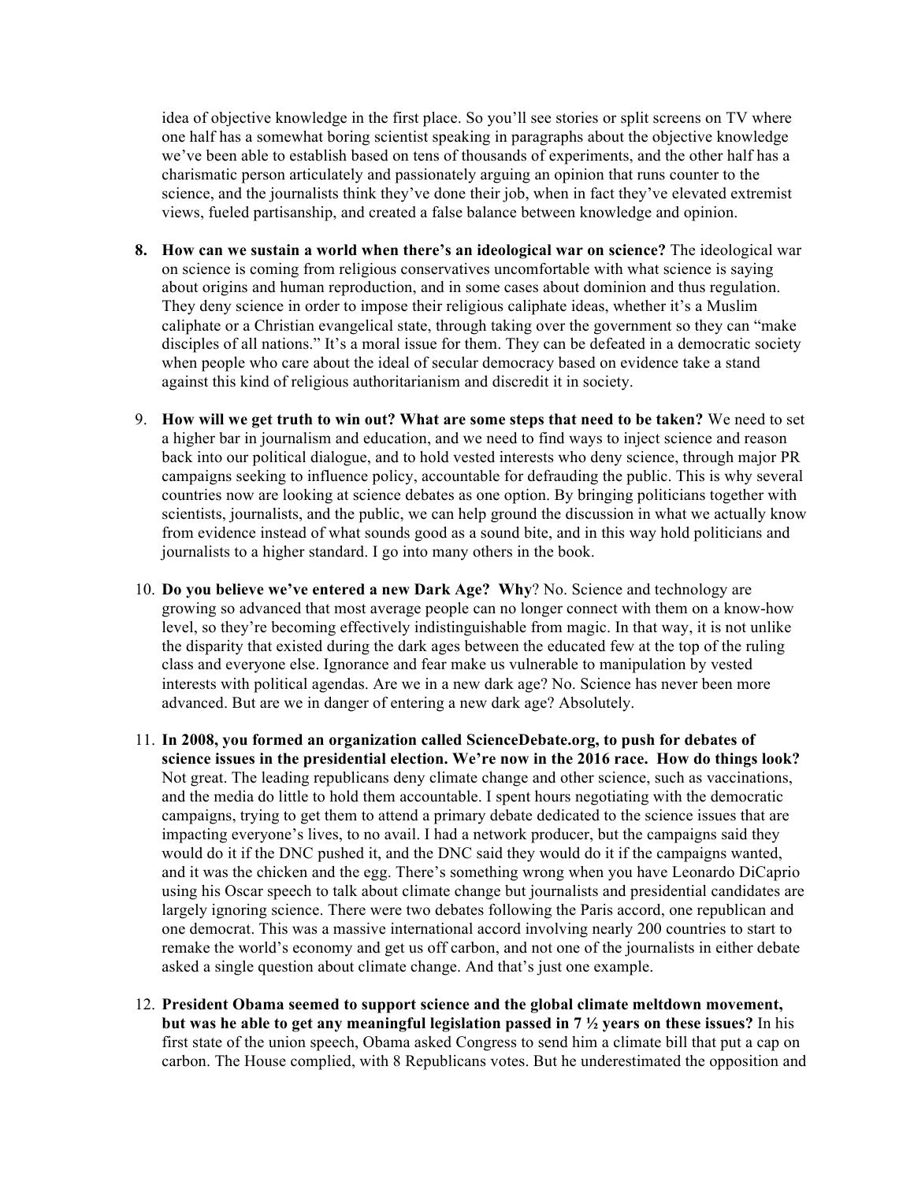idea of objective knowledge in the first place. So you'll see stories or split screens on TV where one half has a somewhat boring scientist speaking in paragraphs about the objective knowledge we've been able to establish based on tens of thousands of experiments, and the other half has a charismatic person articulately and passionately arguing an opinion that runs counter to the science, and the journalists think they've done their job, when in fact they've elevated extremist views, fueled partisanship, and created a false balance between knowledge and opinion.

8. **How can we sustain a world when there's an ideological war on science?** The ideological war on science is coming from religious conservatives uncomfortable with what science is saying about origins and human reproduction, and in some cases about dominion and thus regulation. They deny science in order to impose their religious caliphate ideas, whether it's a Muslim caliphate or a Christian evangelical state, through taking over the government so they can "make disciples of all nations." It's a moral issue for them. They can be defeated in a democratic society when people who care about the ideal of secular democracy based on evidence take a stand against this kind of religious authoritarianism and discredit it in society.

9. **How will we get truth to win out? What are some steps that need to be taken?** We need to set a higher bar in journalism and education, and we need to find ways to inject science and reason back into our political dialogue, and to hold vested interests who deny science, through major PR campaigns seeking to influence policy, accountable for defrauding the public. This is why several countries now are looking at science debates as one option. By bringing politicians together with scientists, journalists, and the public, we can help ground the discussion in what we actually know from evidence instead of what sounds good as a sound bite, and in this way hold politicians and journalists to a higher standard. I go into many others in the book.

10. **Do you believe we've entered a new Dark Age? Why**? No. Science and technology are growing so advanced that most average people can no longer connect with them on a know-how level, so they're becoming effectively indistinguishable from magic. In that way, it is not unlike the disparity that existed during the dark ages between the educated few at the top of the ruling class and everyone else. Ignorance and fear make us vulnerable to manipulation by vested interests with political agendas. Are we in a new dark age? No. Science has never been more advanced. But are we in danger of entering a new dark age? Absolutely.

11. **In 2008, you formed an organization called ScienceDebate.org, to push for debates of science issues in the presidential election. We're now in the 2016 race. How do things look?** Not great. The leading republicans deny climate change and other science, such as vaccinations, and the media do little to hold them accountable. I spent hours negotiating with the democratic campaigns, trying to get them to attend a primary debate dedicated to the science issues that are impacting everyone's lives, to no avail. I had a network producer, but the campaigns said they would do it if the DNC pushed it, and the DNC said they would do it if the campaigns wanted, and it was the chicken and the egg. There's something wrong when you have Leonardo DiCaprio using his Oscar speech to talk about climate change but journalists and presidential candidates are largely ignoring science. There were two debates following the Paris accord, one republican and one democrat. This was a massive international accord involving nearly 200 countries to start to remake the world's economy and get us off carbon, and not one of the journalists in either debate asked a single question about climate change. And that's just one example.

12. **President Obama seemed to support science and the global climate meltdown movement, but was he able to get any meaningful legislation passed in 7 ½ years on these issues?** In his first state of the union speech, Obama asked Congress to send him a climate bill that put a cap on carbon. The House complied, with 8 Republicans votes. But he underestimated the opposition and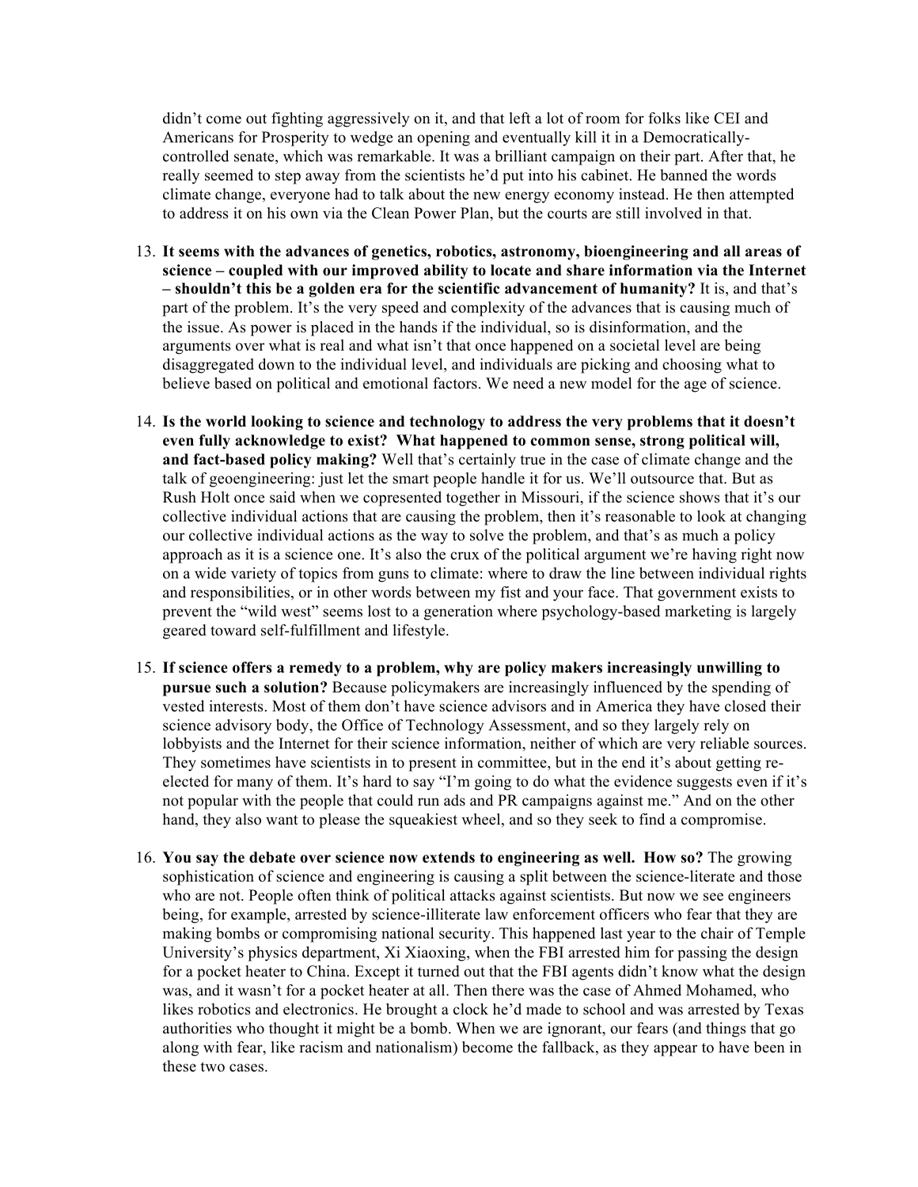didn't come out fighting aggressively on it, and that left a lot of room for folks like CEI and Americans for Prosperity to wedge an opening and eventually kill it in a Democratically-controlled senate, which was remarkable. It was a brilliant campaign on their part. After that, he really seemed to step away from the scientists he'd put into his cabinet. He banned the words climate change, everyone had to talk about the new energy economy instead. He then attempted to address it on his own via the Clean Power Plan, but the courts are still involved in that.

13. **It seems with the advances of genetics, robotics, astronomy, bioengineering and all areas of science – coupled with our improved ability to locate and share information via the Internet – shouldn't this be a golden era for the scientific advancement of humanity?** It is, and that's part of the problem. It's the very speed and complexity of the advances that is causing much of the issue. As power is placed in the hands if the individual, so is disinformation, and the arguments over what is real and what isn't that once happened on a societal level are being disaggregated down to the individual level, and individuals are picking and choosing what to believe based on political and emotional factors. We need a new model for the age of science.

14. **Is the world looking to science and technology to address the very problems that it doesn't even fully acknowledge to exist? What happened to common sense, strong political will, and fact-based policy making?** Well that's certainly true in the case of climate change and the talk of geoengineering: just let the smart people handle it for us. We'll outsource that. But as Rush Holt once said when we copresented together in Missouri, if the science shows that it's our collective individual actions that are causing the problem, then it's reasonable to look at changing our collective individual actions as the way to solve the problem, and that's as much a policy approach as it is a science one. It's also the crux of the political argument we're having right now on a wide variety of topics from guns to climate: where to draw the line between individual rights and responsibilities, or in other words between my fist and your face. That government exists to prevent the "wild west" seems lost to a generation where psychology-based marketing is largely geared toward self-fulfillment and lifestyle.

15. **If science offers a remedy to a problem, why are policy makers increasingly unwilling to pursue such a solution?** Because policymakers are increasingly influenced by the spending of vested interests. Most of them don't have science advisors and in America they have closed their science advisory body, the Office of Technology Assessment, and so they largely rely on lobbyists and the Internet for their science information, neither of which are very reliable sources. They sometimes have scientists in to present in committee, but in the end it's about getting re-elected for many of them. It's hard to say "I'm going to do what the evidence suggests even if it's not popular with the people that could run ads and PR campaigns against me." And on the other hand, they also want to please the squeakiest wheel, and so they seek to find a compromise.

16. **You say the debate over science now extends to engineering as well. How so?** The growing sophistication of science and engineering is causing a split between the science-literate and those who are not. People often think of political attacks against scientists. But now we see engineers being, for example, arrested by science-illiterate law enforcement officers who fear that they are making bombs or compromising national security. This happened last year to the chair of Temple University's physics department, Xi Xiaoxing, when the FBI arrested him for passing the design for a pocket heater to China. Except it turned out that the FBI agents didn't know what the design was, and it wasn't for a pocket heater at all. Then there was the case of Ahmed Mohamed, who likes robotics and electronics. He brought a clock he'd made to school and was arrested by Texas authorities who thought it might be a bomb. When we are ignorant, our fears (and things that go along with fear, like racism and nationalism) become the fallback, as they appear to have been in these two cases.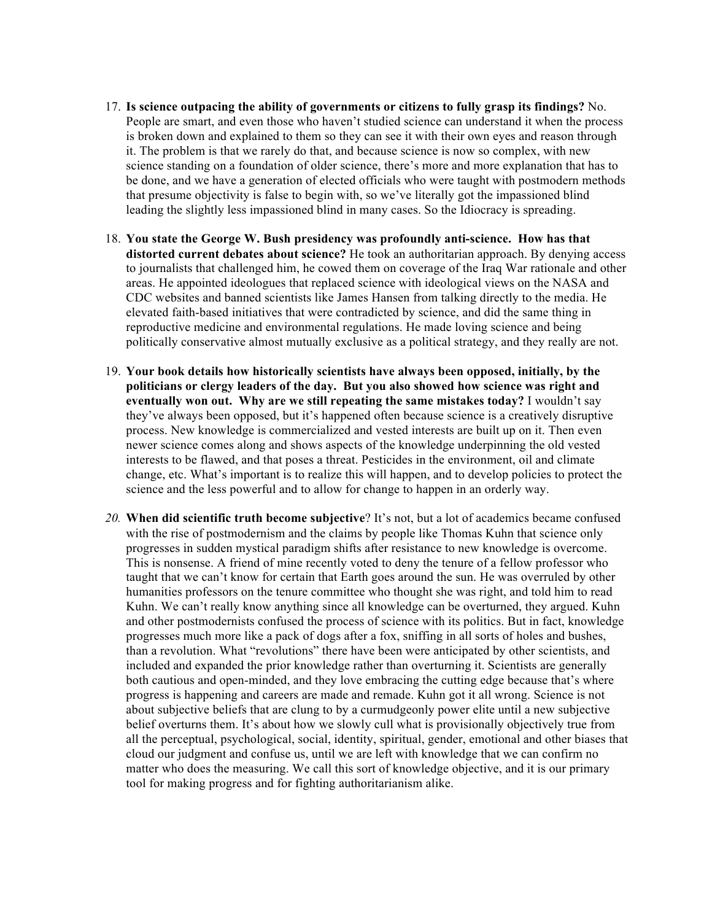17. **Is science outpacing the ability of governments or citizens to fully grasp its findings?** No. People are smart, and even those who haven't studied science can understand it when the process is broken down and explained to them so they can see it with their own eyes and reason through it. The problem is that we rarely do that, and because science is now so complex, with new science standing on a foundation of older science, there's more and more explanation that has to be done, and we have a generation of elected officials who were taught with postmodern methods that presume objectivity is false to begin with, so we've literally got the impassioned blind leading the slightly less impassioned blind in many cases. So the Idiocracy is spreading.

18. **You state the George W. Bush presidency was profoundly anti-science. How has that distorted current debates about science?** He took an authoritarian approach. By denying access to journalists that challenged him, he cowed them on coverage of the Iraq War rationale and other areas. He appointed ideologues that replaced science with ideological views on the NASA and CDC websites and banned scientists like James Hansen from talking directly to the media. He elevated faith-based initiatives that were contradicted by science, and did the same thing in reproductive medicine and environmental regulations. He made loving science and being politically conservative almost mutually exclusive as a political strategy, and they really are not.

19. **Your book details how historically scientists have always been opposed, initially, by the politicians or clergy leaders of the day. But you also showed how science was right and eventually won out. Why are we still repeating the same mistakes today?** I wouldn't say they've always been opposed, but it's happened often because science is a creatively disruptive process. New knowledge is commercialized and vested interests are built up on it. Then even newer science comes along and shows aspects of the knowledge underpinning the old vested interests to be flawed, and that poses a threat. Pesticides in the environment, oil and climate change, etc. What's important is to realize this will happen, and to develop policies to protect the science and the less powerful and to allow for change to happen in an orderly way.

20. **When did scientific truth become subjective**? It's not, but a lot of academics became confused with the rise of postmodernism and the claims by people like Thomas Kuhn that science only progresses in sudden mystical paradigm shifts after resistance to new knowledge is overcome. This is nonsense. A friend of mine recently voted to deny the tenure of a fellow professor who taught that we can't know for certain that Earth goes around the sun. He was overruled by other humanities professors on the tenure committee who thought she was right, and told him to read Kuhn. We can't really know anything since all knowledge can be overturned, they argued. Kuhn and other postmodernists confused the process of science with its politics. But in fact, knowledge progresses much more like a pack of dogs after a fox, sniffing in all sorts of holes and bushes, than a revolution. What "revolutions" there have been were anticipated by other scientists, and included and expanded the prior knowledge rather than overturning it. Scientists are generally both cautious and open-minded, and they love embracing the cutting edge because that's where progress is happening and careers are made and remade. Kuhn got it all wrong. Science is not about subjective beliefs that are clung to by a curmudgeonly power elite until a new subjective belief overturns them. It's about how we slowly cull what is provisionally objectively true from all the perceptual, psychological, social, identity, spiritual, gender, emotional and other biases that cloud our judgment and confuse us, until we are left with knowledge that we can confirm no matter who does the measuring. We call this sort of knowledge objective, and it is our primary tool for making progress and for fighting authoritarianism alike.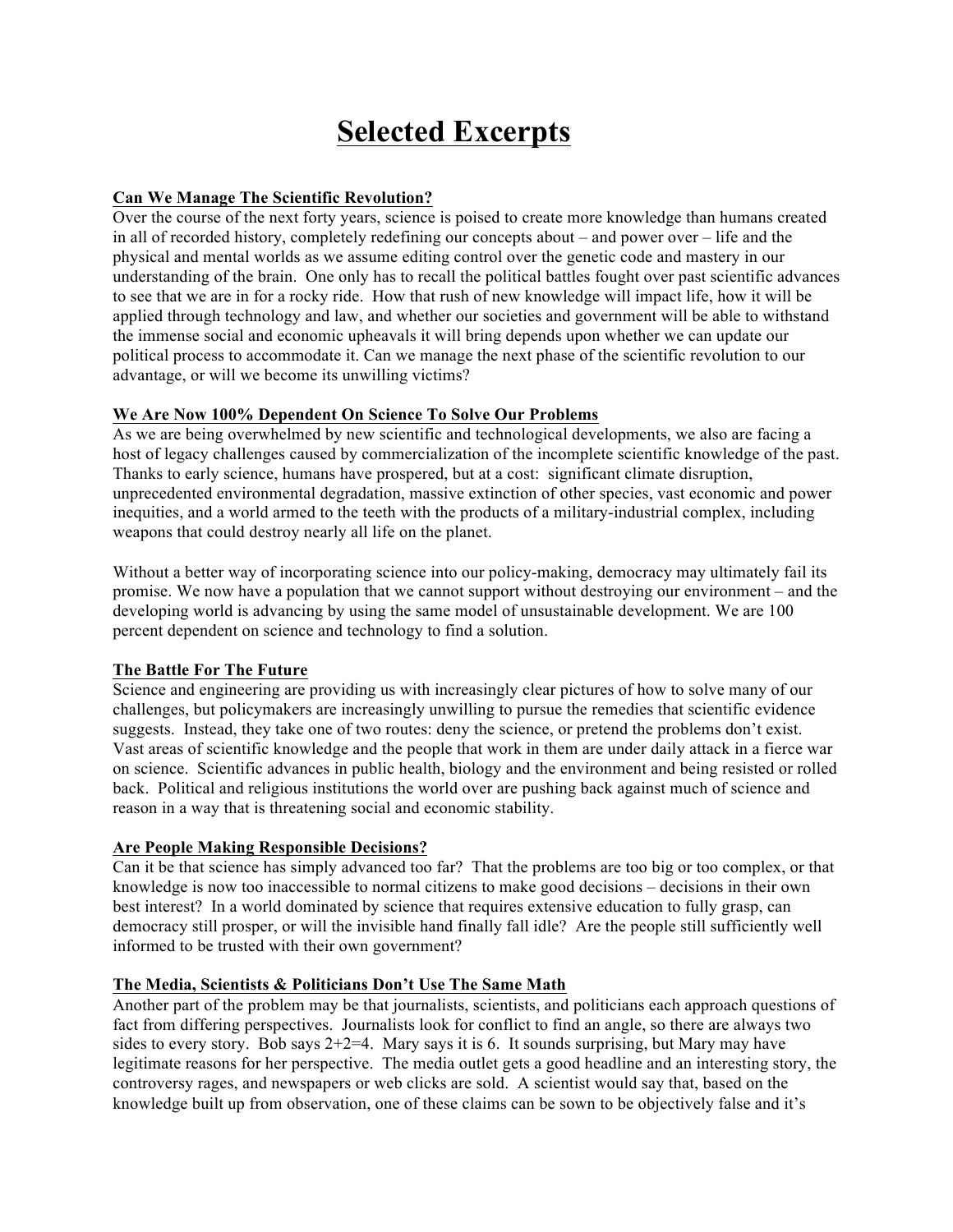# Selected Excerpts

**Can We Manage The Scientific Revolution?**

Over the course of the next forty years, science is poised to create more knowledge than humans created in all of recorded history, completely redefining our concepts about – and power over – life and the physical and mental worlds as we assume editing control over the genetic code and mastery in our understanding of the brain. One only has to recall the political battles fought over past scientific advances to see that we are in for a rocky ride. How that rush of new knowledge will impact life, how it will be applied through technology and law, and whether our societies and government will be able to withstand the immense social and economic upheavals it will bring depends upon whether we can update our political process to accommodate it. Can we manage the next phase of the scientific revolution to our advantage, or will we become its unwilling victims?

**We Are Now 100% Dependent On Science To Solve Our Problems**

As we are being overwhelmed by new scientific and technological developments, we also are facing a host of legacy challenges caused by commercialization of the incomplete scientific knowledge of the past. Thanks to early science, humans have prospered, but at a cost: significant climate disruption, unprecedented environmental degradation, massive extinction of other species, vast economic and power inequities, and a world armed to the teeth with the products of a military-industrial complex, including weapons that could destroy nearly all life on the planet.

Without a better way of incorporating science into our policy-making, democracy may ultimately fail its promise. We now have a population that we cannot support without destroying our environment – and the developing world is advancing by using the same model of unsustainable development. We are 100 percent dependent on science and technology to find a solution.

**The Battle For The Future**

Science and engineering are providing us with increasingly clear pictures of how to solve many of our challenges, but policymakers are increasingly unwilling to pursue the remedies that scientific evidence suggests. Instead, they take one of two routes: deny the science, or pretend the problems don't exist. Vast areas of scientific knowledge and the people that work in them are under daily attack in a fierce war on science. Scientific advances in public health, biology and the environment and being resisted or rolled back. Political and religious institutions the world over are pushing back against much of science and reason in a way that is threatening social and economic stability.

**Are People Making Responsible Decisions?**

Can it be that science has simply advanced too far? That the problems are too big or too complex, or that knowledge is now too inaccessible to normal citizens to make good decisions – decisions in their own best interest? In a world dominated by science that requires extensive education to fully grasp, can democracy still prosper, or will the invisible hand finally fall idle? Are the people still sufficiently well informed to be trusted with their own government?

**The Media, Scientists & Politicians Don't Use The Same Math**

Another part of the problem may be that journalists, scientists, and politicians each approach questions of fact from differing perspectives. Journalists look for conflict to find an angle, so there are always two sides to every story. Bob says 2+2=4. Mary says it is 6. It sounds surprising, but Mary may have legitimate reasons for her perspective. The media outlet gets a good headline and an interesting story, the controversy rages, and newspapers or web clicks are sold. A scientist would say that, based on the knowledge built up from observation, one of these claims can be sown to be objectively false and it's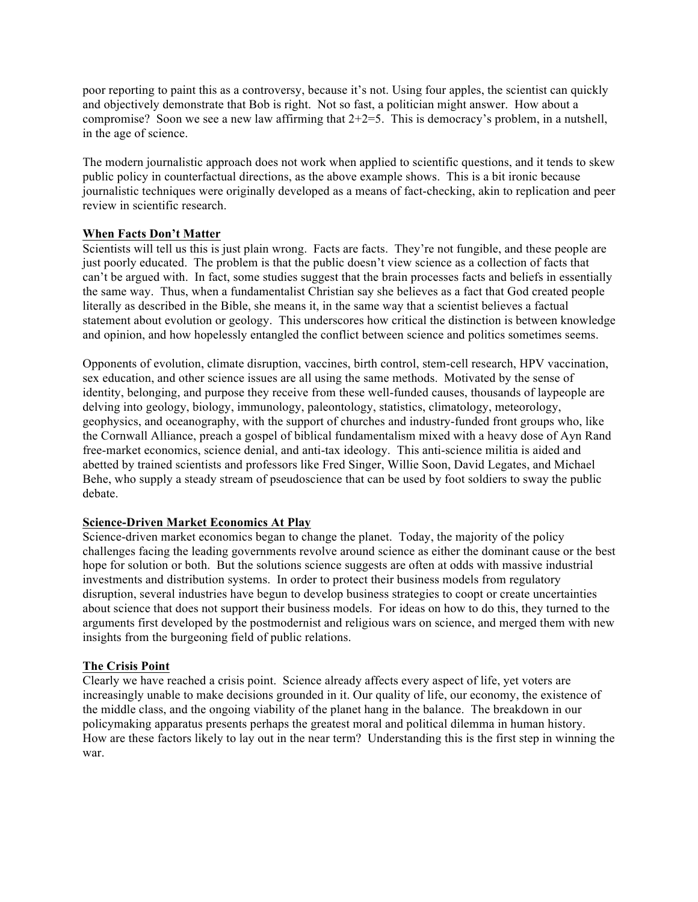poor reporting to paint this as a controversy, because it's not. Using four apples, the scientist can quickly and objectively demonstrate that Bob is right. Not so fast, a politician might answer. How about a compromise? Soon we see a new law affirming that 2+2=5. This is democracy's problem, in a nutshell, in the age of science.

The modern journalistic approach does not work when applied to scientific questions, and it tends to skew public policy in counterfactual directions, as the above example shows. This is a bit ironic because journalistic techniques were originally developed as a means of fact-checking, akin to replication and peer review in scientific research.

## When Facts Don't Matter

Scientists will tell us this is just plain wrong. Facts are facts. They're not fungible, and these people are just poorly educated. The problem is that the public doesn't view science as a collection of facts that can't be argued with. In fact, some studies suggest that the brain processes facts and beliefs in essentially the same way. Thus, when a fundamentalist Christian say she believes as a fact that God created people literally as described in the Bible, she means it, in the same way that a scientist believes a factual statement about evolution or geology. This underscores how critical the distinction is between knowledge and opinion, and how hopelessly entangled the conflict between science and politics sometimes seems.

Opponents of evolution, climate disruption, vaccines, birth control, stem-cell research, HPV vaccination, sex education, and other science issues are all using the same methods. Motivated by the sense of identity, belonging, and purpose they receive from these well-funded causes, thousands of laypeople are delving into geology, biology, immunology, paleontology, statistics, climatology, meteorology, geophysics, and oceanography, with the support of churches and industry-funded front groups who, like the Cornwall Alliance, preach a gospel of biblical fundamentalism mixed with a heavy dose of Ayn Rand free-market economics, science denial, and anti-tax ideology. This anti-science militia is aided and abetted by trained scientists and professors like Fred Singer, Willie Soon, David Legates, and Michael Behe, who supply a steady stream of pseudoscience that can be used by foot soldiers to sway the public debate.

## Science-Driven Market Economics At Play

Science-driven market economics began to change the planet. Today, the majority of the policy challenges facing the leading governments revolve around science as either the dominant cause or the best hope for solution or both. But the solutions science suggests are often at odds with massive industrial investments and distribution systems. In order to protect their business models from regulatory disruption, several industries have begun to develop business strategies to coopt or create uncertainties about science that does not support their business models. For ideas on how to do this, they turned to the arguments first developed by the postmodernist and religious wars on science, and merged them with new insights from the burgeoning field of public relations.

## The Crisis Point

Clearly we have reached a crisis point. Science already affects every aspect of life, yet voters are increasingly unable to make decisions grounded in it. Our quality of life, our economy, the existence of the middle class, and the ongoing viability of the planet hang in the balance. The breakdown in our policymaking apparatus presents perhaps the greatest moral and political dilemma in human history. How are these factors likely to lay out in the near term? Understanding this is the first step in winning the war.